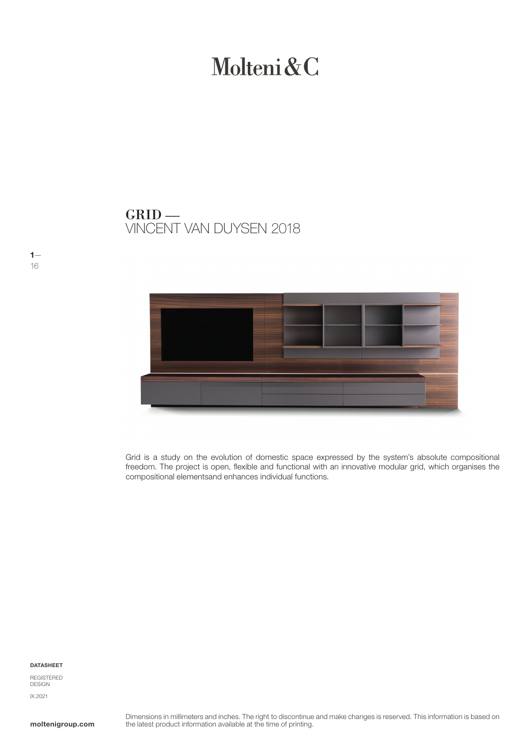# Molteni&C

## GRID —
VINCENT VAN DUYSEN 2018

Grid is a study on the evolution of domestic space expressed by the system's absolute compositional freedom. The project is open, flexible and functional with an innovative modular grid, which organises the compositional elementsand enhances individual functions.

**DATASHEET**

REGISTERED DESIGN

IX.2021

**moltenigroup.com**

Dimensions in millimeters and inches. The right to discontinue and make changes is reserved. This information is based on the latest product information available at the time of printing.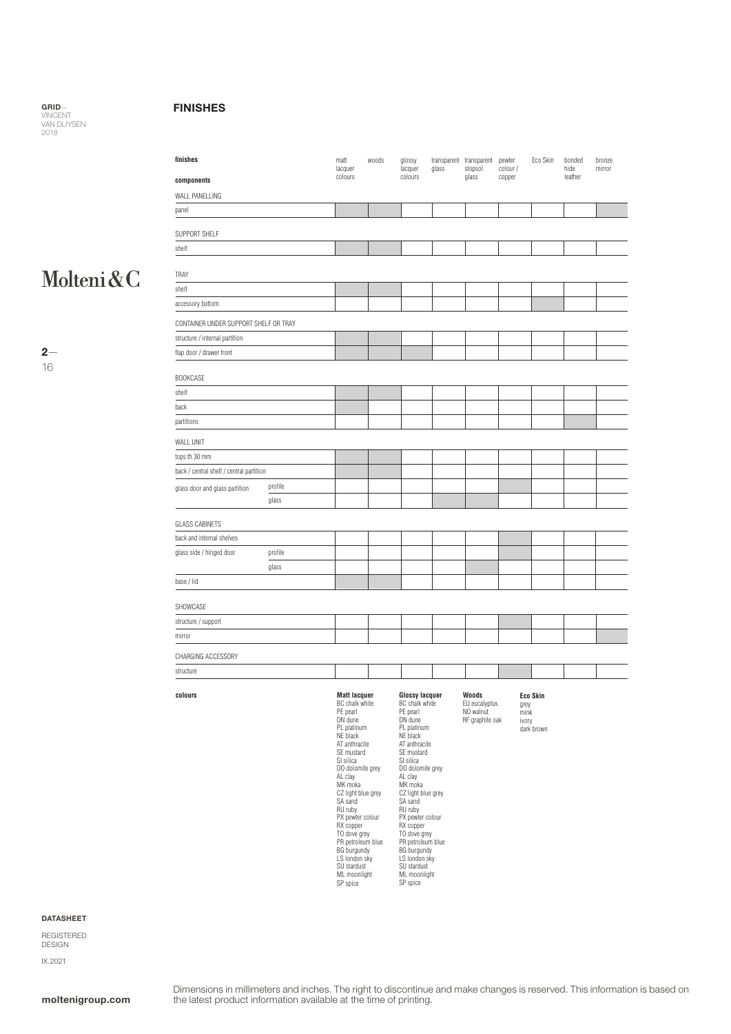**GRID**—
VINCENT
VAN DUYSEN
2018

# FINISHES

■ = available finish (shaded cell)

| finishes / components | | matt lacquer colours | woods | glossy lacquer colours | transparent glass | transparent stopsol glass | pewter colour / copper | Eco Skin | bonded hide leather | bronze mirror |
|---|---|---|---|---|---|---|---|---|---|---|
| **WALL PANELLING** | | | | | | | | | | |
| panel | | ■ | ■ | | | | | | | ■ |
| **SUPPORT SHELF** | | | | | | | | | | |
| shelf | | ■ | ■ | | | | | | | |
| **TRAY** | | | | | | | | | | |
| shelf | | ■ | ■ | | | | | | | |
| accessory bottom | | | | | | | | ■ | | |
| **CONTAINER UNDER SUPPORT SHELF OR TRAY** | | | | | | | | | | |
| structure / internal partition | | ■ | ■ | | | | | | | |
| flap door / drawer front | | ■ | ■ | ■ | | | | | | |
| **BOOKCASE** | | | | | | | | | | |
| shelf | | ■ | ■ | | | | | | | |
| back | | ■ | | | | | | | | |
| partitions | | | | | | | | | ■ | |
| **WALL UNIT** | | | | | | | | | | |
| tops th 30 mm | | ■ | ■ | | | | | | | |
| back / central shelf / central partition | | ■ | ■ | | | | | | | |
| glass door and glass partition | profile | | | | | | ■ | | | |
| | glass | | | | ■ | ■ | | | | |
| **GLASS CABINETS** | | | | | | | | | | |
| back and internal shelves | | | | | | | ■ | | | |
| glass side / hinged door | profile | | | | | | ■ | | | |
| | glass | | | | | ■ | | | | |
| base / lid | | ■ | ■ | | | | | | | |
| **SHOWCASE** | | | | | | | | | | |
| structure / support | | | | | | | ■ | | | |
| mirror | | | | | | | | | | ■ |
| **CHARGING ACCESSORY** | | | | | | | | | | |
| structure | | | | | | | ■ | | | |

**colours**

**Matt lacquer**
BC chalk white
PE pearl
DN dune
PL platinum
NE black
AT anthracite
SE mustard
SI silica
DO dolomite grey
AL clay
MK moka
CZ light blue grey
SA sand
RU ruby
PX pewter colour
RX copper
TO dove grey
PR petroleum blue
BG burgundy
LS london sky
SU stardust
ML moonlight
SP spice

**Glossy lacquer**
BC chalk white
PE pearl
DN dune
PL platinum
NE black
AT anthracite
SE mustard
SI silica
DO dolomite grey
AL clay
MK moka
CZ light blue grey
SA sand
RU ruby
PX pewter colour
RX copper
TO dove grey
PR petroleum blue
BG burgundy
LS london sky
SU stardust
ML moonlight
SP spice

**Woods**
EU eucalyptus
NO walnut
RF graphite oak

**Eco Skin**
grey
mink
ivory
dark brown

**DATASHEET**

REGISTERED DESIGN

IX.2021

Dimensions in millimeters and inches. The right to discontinue and make changes is reserved. This information is based on the latest product information available at the time of printing.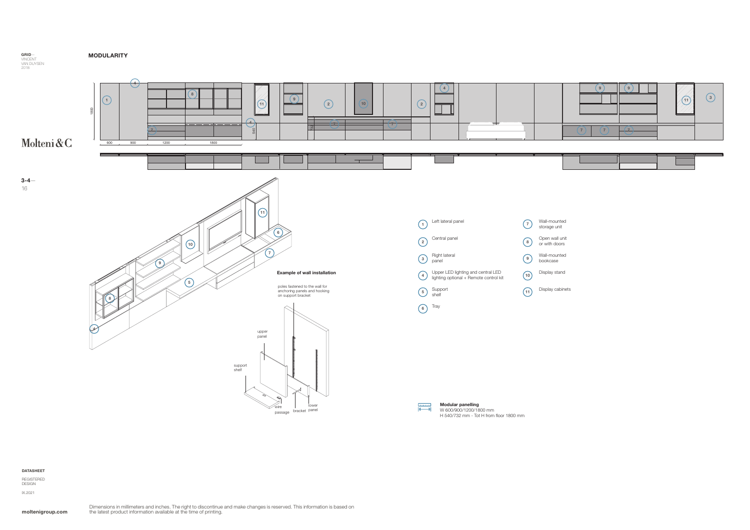## MODULARITY

### Example of wall installation

poles fastened to the wall for anchoring panels and hooking on support bracket

upper panel

support shelf

wire passage

bracket

lower panel

1. Left lateral panel
2. Central panel
3. Right lateral panel
4. Upper LED lighting and central LED lighting optional + Remote control kit
5. Support shelf
6. Tray
7. Wall-mounted storage unit
8. Open wall unit or with doors
9. Wall-mounted bookcase
10. Display stand
11. Display cabinets

**Modular panelling**
W 600/900/1200/1800 mm
H 540/732 mm - Tot H from floor 1800 mm

Dimensions in millimeters and inches. The right to discontinue and make changes is reserved. This information is based on the latest product information available at the time of printing.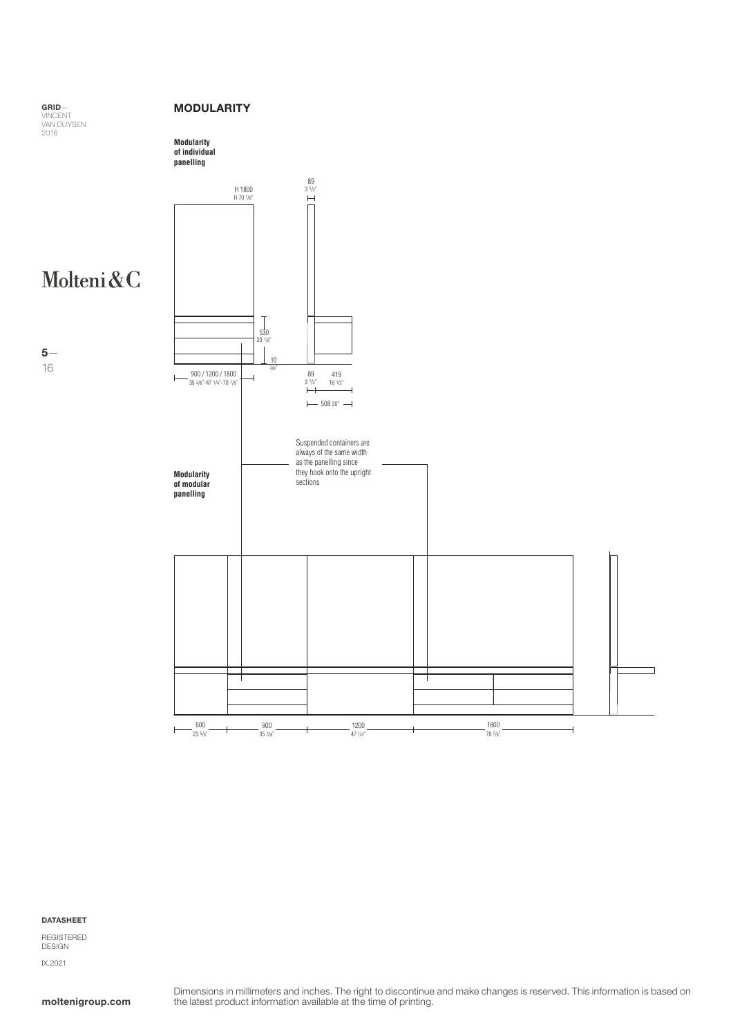## MODULARITY

**Modularity of individual panelling**

H 1800
H 70 7/8"

89
3 1/2"

530
20 7/8"

10
3/8"

900 / 1200 / 1800
35 3/8"-47 1/4"-70 7/8"

89
3 1/2"

419
16 1/2"

508 20"

Suspended containers are always of the same width as the panelling since they hook onto the upright sections

**Modularity of modular panelling**

600
23 5/8"

900
35 3/8"

1200
47 1/4"

1800
70 7/8"

**DATASHEET**

REGISTERED DESIGN

IX.2021

Dimensions in millimeters and inches. The right to discontinue and make changes is reserved. This information is based on the latest product information available at the time of printing.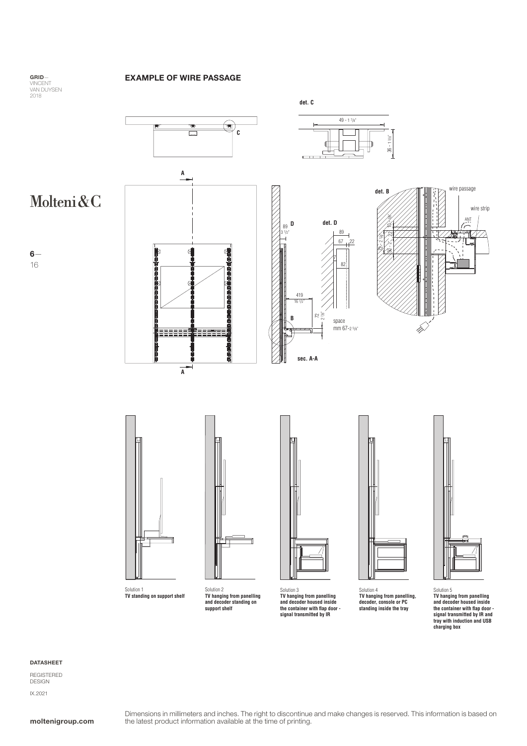## EXAMPLE OF WIRE PASSAGE

det. C

49 - 1 7/8"

36 - 1 3/8"

C

A

A

det. B

wire passage

wire strip

ANT

89 D

3 1/2"

det. D

89

67

22

82

419

16 1/2"

B

72

2 7/8"

space

mm 67-2 5/8"

sec. A-A

Solution 1
**TV standing on support shelf**

Solution 2
**TV hanging from panelling and decoder standing on support shelf**

Solution 3
**TV hanging from panelling and decoder housed inside the container with flap door - signal transmitted by IR**

Solution 4
**TV hanging from panelling, decoder, console or PC standing inside the tray**

Solution 5
**TV hanging from panelling and decoder housed inside the container with flap door - signal transmitted by IR and tray with induction and USB charging box**

Dimensions in millimeters and inches. The right to discontinue and make changes is reserved. This information is based on the latest product information available at the time of printing.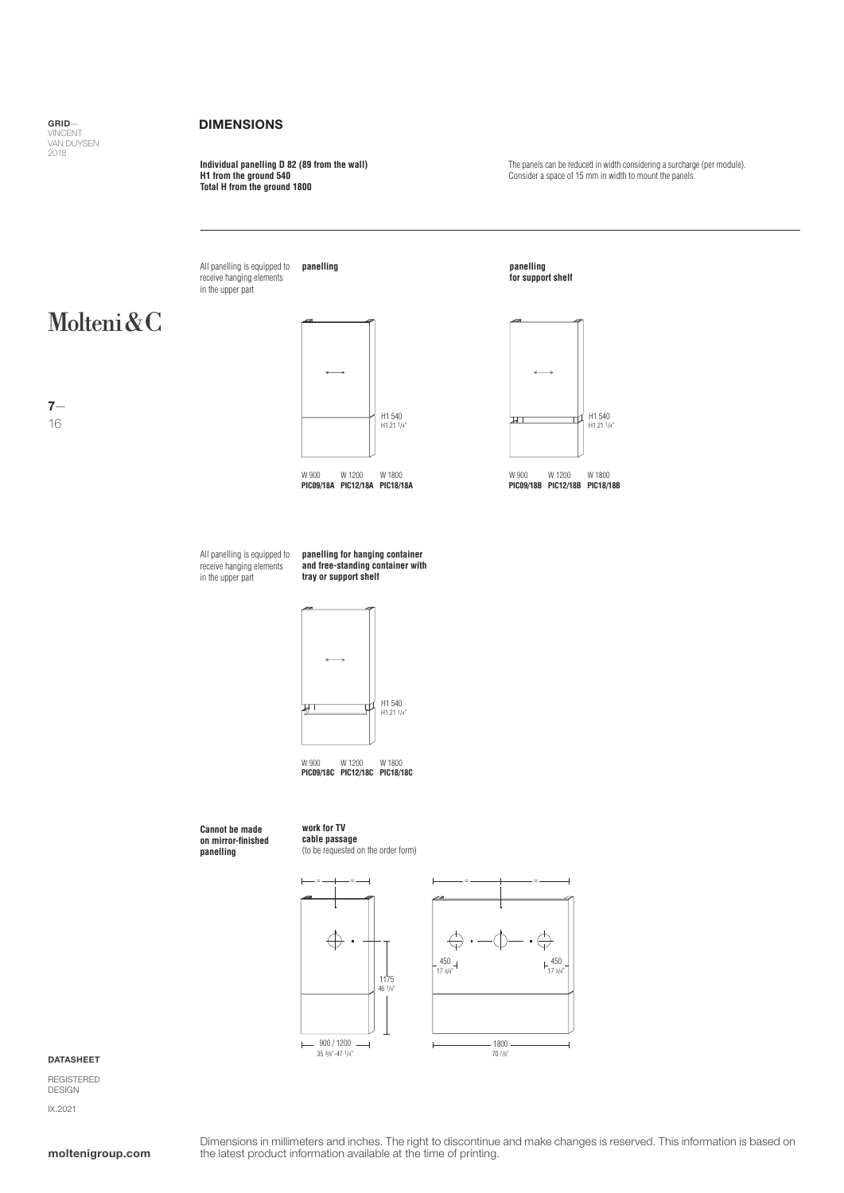## DIMENSIONS

**Individual panelling D 82 (89 from the wall)**
**H1 from the ground 540**
**Total H from the ground 1800**

The panels can be reduced in width considering a surcharge (per module). Consider a space of 15 mm in width to mount the panels.

All panelling is equipped to receive hanging elements in the upper part

**panelling**

H1 540
H1 21 1/4"

W 900 W 1200 W 1800
**PIC09/18A PIC12/18A PIC18/18A**

**panelling for support shelf**

H1 540
H1 21 1/4"

W 900 W 1200 W 1800
**PIC09/18B PIC12/18B PIC18/18B**

All panelling is equipped to receive hanging elements in the upper part

**panelling for hanging container and free-standing container with tray or support shelf**

H1 540
H1 21 1/4"

W 900 W 1200 W 1800
**PIC09/18C PIC12/18C PIC18/18C**

**Cannot be made on mirror-finished panelling**

**work for TV cable passage**
(to be requested on the order form)

1175
46 1/4"

900 / 1200
35 3/8"-47 1/4"

450
17 3/4"

450
17 3/4"

1800
70 7/8"

Dimensions in millimeters and inches. The right to discontinue and make changes is reserved. This information is based on the latest product information available at the time of printing.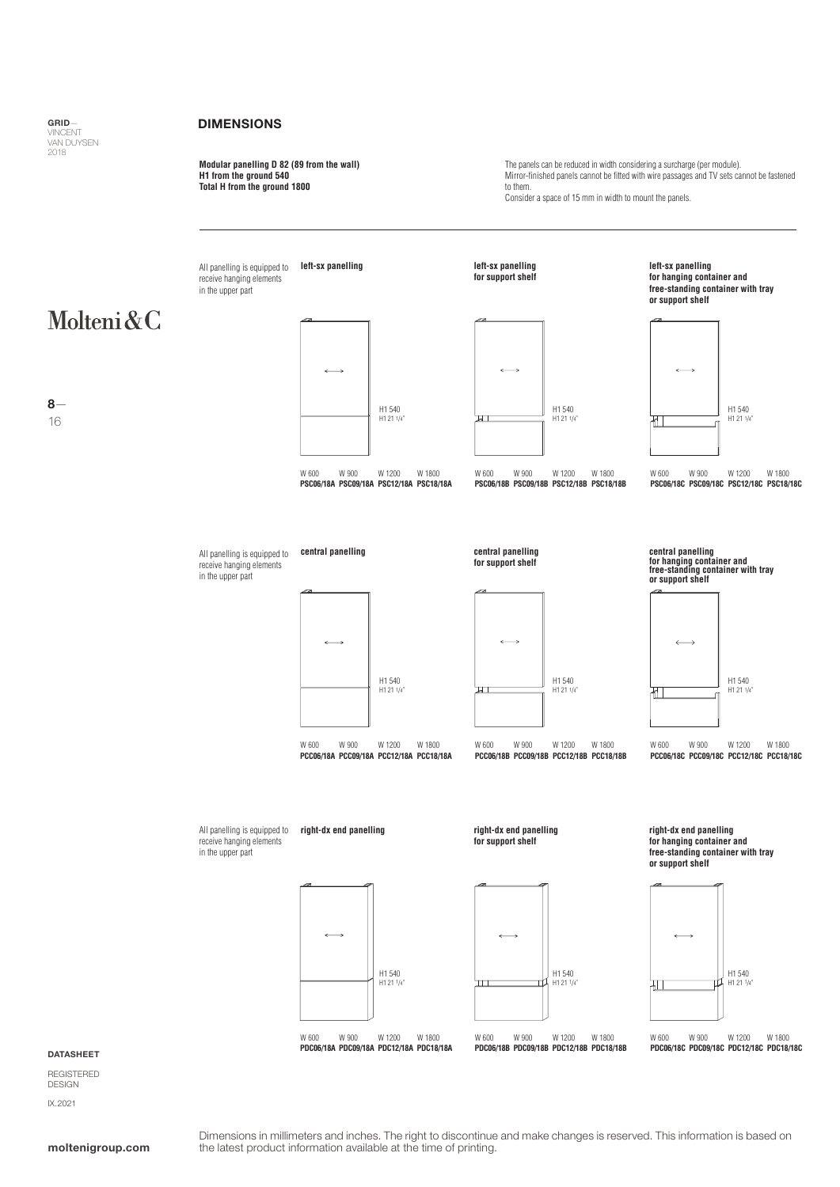## DIMENSIONS

**Modular panelling D 82 (89 from the wall)**
**H1 from the ground 540**
**Total H from the ground 1800**

The panels can be reduced in width considering a surcharge (per module).
Mirror-finished panels cannot be fitted with wire passages and TV sets cannot be fastened to them.
Consider a space of 15 mm in width to mount the panels.

All panelling is equipped to receive hanging elements in the upper part

**left-sx panelling**

H1 540
H1 21 1/4"

| W 600 | W 900 | W 1200 | W 1800 |
|---|---|---|---|
| **PSC06/18A** | **PSC09/18A** | **PSC12/18A** | **PSC18/18A** |

**left-sx panelling for support shelf**

H1 540
H1 21 1/4"

| W 600 | W 900 | W 1200 | W 1800 |
|---|---|---|---|
| **PSC06/18B** | **PSC09/18B** | **PSC12/18B** | **PSC18/18B** |

**left-sx panelling for hanging container and free-standing container with tray or support shelf**

H1 540
H1 21 1/4"

| W 600 | W 900 | W 1200 | W 1800 |
|---|---|---|---|
| **PSC06/18C** | **PSC09/18C** | **PSC12/18C** | **PSC18/18C** |

All panelling is equipped to receive hanging elements in the upper part

**central panelling**

H1 540
H1 21 1/4"

| W 600 | W 900 | W 1200 | W 1800 |
|---|---|---|---|
| **PCC06/18A** | **PCC09/18A** | **PCC12/18A** | **PCC18/18A** |

**central panelling for support shelf**

H1 540
H1 21 1/4"

| W 600 | W 900 | W 1200 | W 1800 |
|---|---|---|---|
| **PCC06/18B** | **PCC09/18B** | **PCC12/18B** | **PCC18/18B** |

**central panelling for hanging container and free-standing container with tray or support shelf**

H1 540
H1 21 1/4"

| W 600 | W 900 | W 1200 | W 1800 |
|---|---|---|---|
| **PCC06/18C** | **PCC09/18C** | **PCC12/18C** | **PCC18/18C** |

All panelling is equipped to receive hanging elements in the upper part

**right-dx end panelling**

H1 540
H1 21 1/4"

| W 600 | W 900 | W 1200 | W 1800 |
|---|---|---|---|
| **PDC06/18A** | **PDC09/18A** | **PDC12/18A** | **PDC18/18A** |

**right-dx end panelling for support shelf**

H1 540
H1 21 1/4"

| W 600 | W 900 | W 1200 | W 1800 |
|---|---|---|---|
| **PDC06/18B** | **PDC09/18B** | **PDC12/18B** | **PDC18/18B** |

**right-dx end panelling for hanging container and free-standing container with tray or support shelf**

H1 540
H1 21 1/4"

| W 600 | W 900 | W 1200 | W 1800 |
|---|---|---|---|
| **PDC06/18C** | **PDC09/18C** | **PDC12/18C** | **PDC18/18C** |

Dimensions in millimeters and inches. The right to discontinue and make changes is reserved. This information is based on the latest product information available at the time of printing.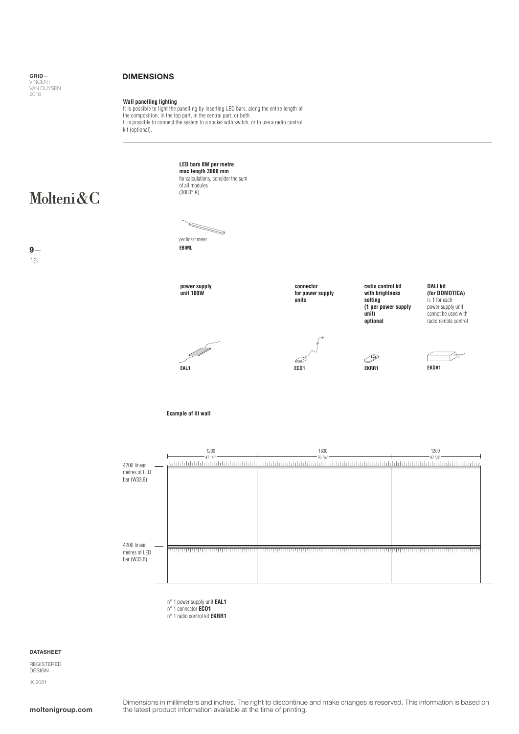## DIMENSIONS

**Wall panelling lighting**
It is possible to light the panelling by inserting LED bars, along the entire length of the composition, in the top part, in the central part, or both.
It is possible to connect the system to a socket with switch, or to use a radio control kit (optional).

**LED bars 8W per metre**
**max length 3000 mm**
for calculations, consider the sum of all modules
(3000° K)

per linear meter
**EBIML**

**power supply unit 100W**

**EAL1**

**connector for power supply units**

**ECO1**

**radio control kit with brightness setting (1 per power supply unit) optional**

**EKRR1**

**DALI kit (for DOMOTICA)**
n. 1 for each power supply unit cannot be used with radio remote control

**EKDA1**

**Example of lit wall**

1200 — 47 1/4"
1800 — 70 7/8"
1200 — 47 1/4"

4200 linear metres of LED bar (W33,6)

4200 linear metres of LED bar (W33,6)

n° 1 power supply unit **EAL1**
n° 1 connector **ECO1**
n° 1 radio control kit **EKRR1**

Dimensions in millimeters and inches. The right to discontinue and make changes is reserved. This information is based on the latest product information available at the time of printing.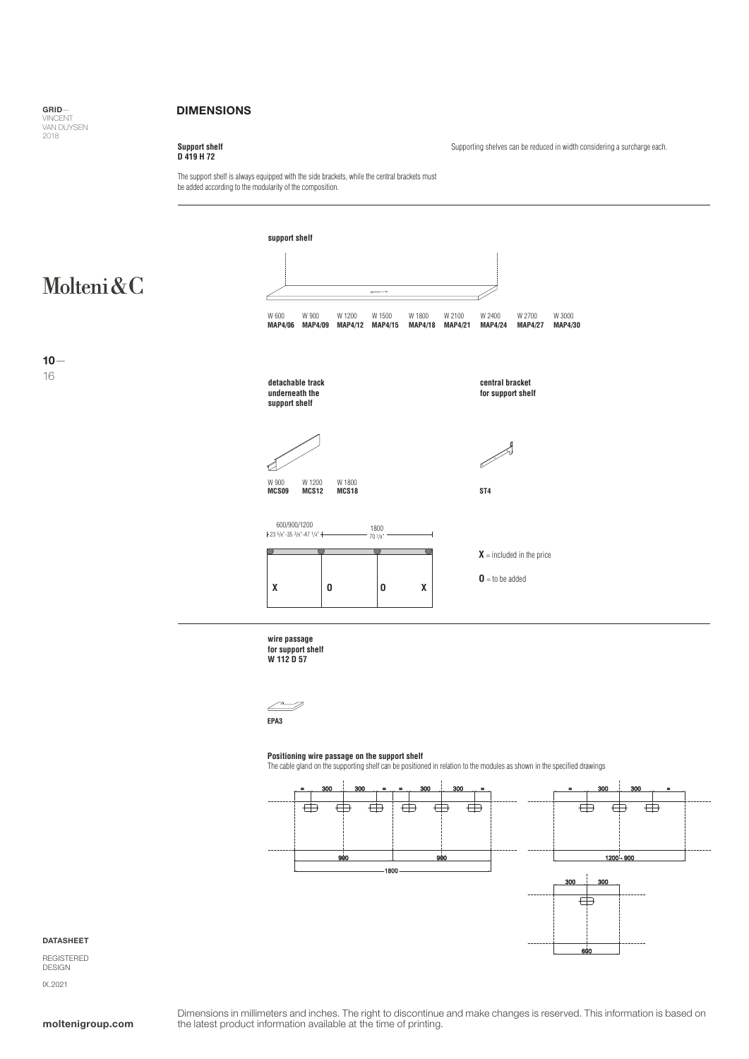## DIMENSIONS

**Support shelf**
**D 419 H 72**

Supporting shelves can be reduced in width considering a surcharge each.

The support shelf is always equipped with the side brackets, while the central brackets must be added according to the modularity of the composition.

**support shelf**

| W 600 | W 900 | W 1200 | W 1500 | W 1800 | W 2100 | W 2400 | W 2700 | W 3000 |
|---|---|---|---|---|---|---|---|---|
| **MAP4/06** | **MAP4/09** | **MAP4/12** | **MAP4/15** | **MAP4/18** | **MAP4/21** | **MAP4/24** | **MAP4/27** | **MAP4/30** |

**detachable track underneath the support shelf**

| W 900 | W 1200 | W 1800 |
|---|---|---|
| **MCS09** | **MCS12** | **MCS18** |

**central bracket for support shelf**

**ST4**

600/900/1200
23 5/8"-35 3/8"-47 1/4"

1800
70 7/8"

X  0  0  X

**X** = included in the price

**0** = to be added

**wire passage for support shelf**
**W 112 D 57**

**EPA3**

**Positioning wire passage on the support shelf**
The cable gland on the supporting shelf can be positioned in relation to the modules as shown in the specified drawings

= 300 300 = = 300 300 =
900 900
1800

= 300 300 =
1200 - 900

300 300
600

Dimensions in millimeters and inches. The right to discontinue and make changes is reserved. This information is based on the latest product information available at the time of printing.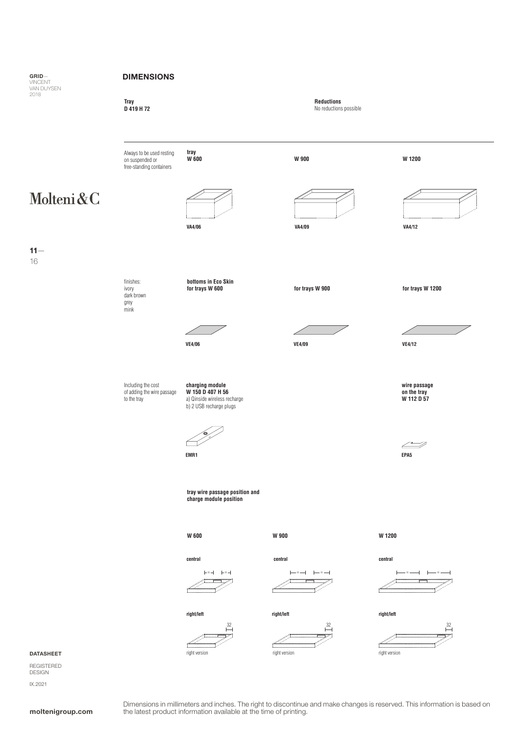## DIMENSIONS

**Tray**
**D 419 H 72**

**Reductions**
No reductions possible

Always to be used resting on suspended or free-standing containers

| tray W 600 | W 900 | W 1200 |
|---|---|---|
| **VA4/06** | **VA4/09** | **VA4/12** |

finishes:
ivory
dark brown
grey
mink

| bottoms in Eco Skin for trays W 600 | for trays W 900 | for trays W 1200 |
|---|---|---|
| **VE4/06** | **VE4/09** | **VE4/12** |

Including the cost of adding the wire passage to the tray

**charging module**
**W 150 D 407 H 56**
a) Qinside wireless recharge
b) 2 USB recharge plugs

**EMR1**

**wire passage on the tray**
**W 112 D 57**

**EPA5**

**tray wire passage position and charge module position**

| W 600 | W 900 | W 1200 |
|---|---|---|
| central | central | central |
| right/left | right/left | right/left |
| 32 | 32 | 32 |
| right version | right version | right version |

Dimensions in millimeters and inches. The right to discontinue and make changes is reserved. This information is based on the latest product information available at the time of printing.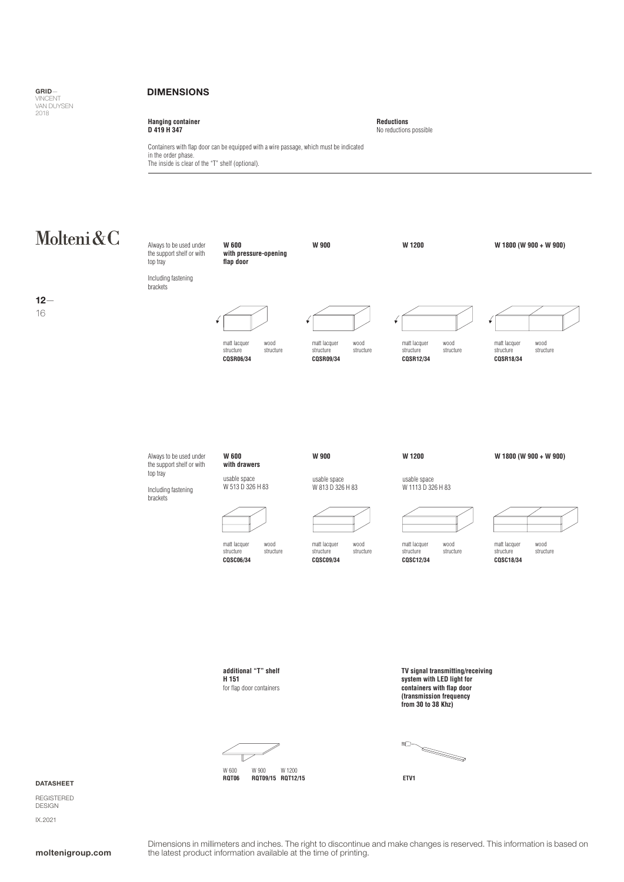## DIMENSIONS

**Hanging container**
**D 419 H 347**

**Reductions**
No reductions possible

Containers with flap door can be equipped with a wire passage, which must be indicated in the order phase.
The inside is clear of the "T" shelf (optional).

Always to be used under the support shelf or with top tray

Including fastening brackets

| **W 600 with pressure-opening flap door** | **W 900** | **W 1200** | **W 1800 (W 900 + W 900)** |
|---|---|---|---|
| matt lacquer structure / wood structure | matt lacquer structure / wood structure | matt lacquer structure / wood structure | matt lacquer structure / wood structure |
| **CQSR06/34** | **CQSR09/34** | **CQSR12/34** | **CQSR18/34** |

Always to be used under the support shelf or with top tray

Including fastening brackets

| **W 600 with drawers** | **W 900** | **W 1200** | **W 1800 (W 900 + W 900)** |
|---|---|---|---|
| usable space W 513 D 326 H 83 | usable space W 813 D 326 H 83 | usable space W 1113 D 326 H 83 | |
| matt lacquer structure / wood structure | matt lacquer structure / wood structure | matt lacquer structure / wood structure | matt lacquer structure / wood structure |
| **CQSC06/34** | **CQSC09/34** | **CQSC12/34** | **CQSC18/34** |

**additional "T" shelf**
**H 151**
for flap door containers

| W 600 | W 900 | W 1200 |
|---|---|---|
| **RQT06** | **RQT09/15** | **RQT12/15** |

**TV signal transmitting/receiving system with LED light for containers with flap door (transmission frequency from 30 to 38 Khz)**

**ETV1**

Dimensions in millimeters and inches. The right to discontinue and make changes is reserved. This information is based on the latest product information available at the time of printing.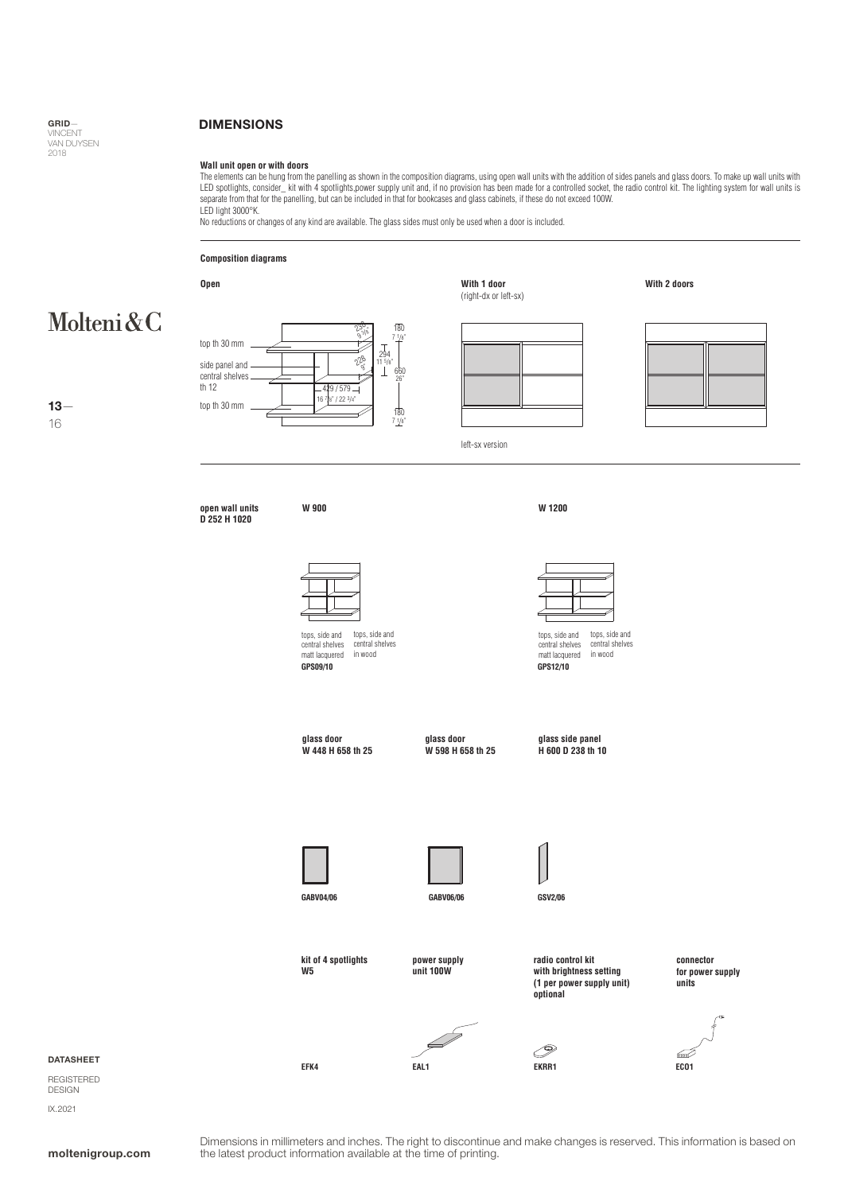## DIMENSIONS

**Wall unit open or with doors**

The elements can be hung from the panelling as shown in the composition diagrams, using open wall units with the addition of sides panels and glass doors. To make up wall units with LED spotlights, consider_ kit with 4 spotlights,power supply unit and, if no provision has been made for a controlled socket, the radio control kit. The lighting system for wall units is separate from that for the panelling, but can be included in that for bookcases and glass cabinets, if these do not exceed 100W.
LED light 3000°K.
No reductions or changes of any kind are available. The glass sides must only be used when a door is included.

**Composition diagrams**

**Open**

top th 30 mm
side panel and central shelves th 12
top th 30 mm

238 9 3/8"
228 9"
180 7 1/8"
294 11 5/8"
660 26"
429 / 579 16 7/8" / 22 3/4"
180 7 1/8"

**With 1 door** (right-dx or left-sx)

left-sx version

**With 2 doors**

**open wall units D 252 H 1020**

**W 900**

tops, side and central shelves matt lacquered — tops, side and central shelves in wood

**GPS09/10**

**W 1200**

tops, side and central shelves matt lacquered — tops, side and central shelves in wood

**GPS12/10**

**glass door W 448 H 658 th 25** — **GABV04/06**

**glass door W 598 H 658 th 25** — **GABV06/06**

**glass side panel H 600 D 238 th 10** — **GSV2/06**

**kit of 4 spotlights W5** — **EFK4**

**power supply unit 100W** — **EAL1**

**radio control kit with brightness setting (1 per power supply unit) optional** — **EKRR1**

**connector for power supply units** — **ECO1**

Dimensions in millimeters and inches. The right to discontinue and make changes is reserved. This information is based on the latest product information available at the time of printing.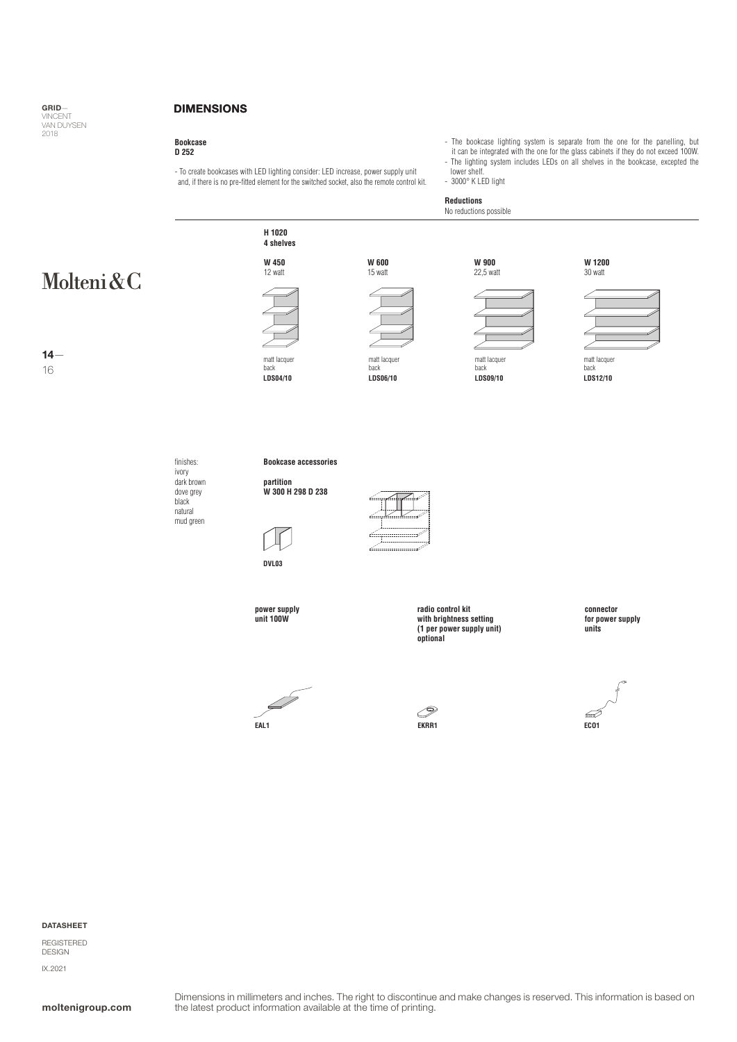GRID—
VINCENT
VAN DUYSEN
2018

## DIMENSIONS

**Bookcase**
**D 252**

- To create bookcases with LED lighting consider: LED increase, power supply unit and, if there is no pre-fitted element for the switched socket, also the remote control kit.

- The bookcase lighting system is separate from the one for the panelling, but it can be integrated with the one for the glass cabinets if they do not exceed 100W.
- The lighting system includes LEDs on all shelves in the bookcase, excepted the lower shelf.
- 3000° K LED light

**Reductions**
No reductions possible

**H 1020**
**4 shelves**

| W 450 | W 600 | W 900 | W 1200 |
|---|---|---|---|
| 12 watt | 15 watt | 22,5 watt | 30 watt |
| matt lacquer back | matt lacquer back | matt lacquer back | matt lacquer back |
| **LDS04/10** | **LDS06/10** | **LDS09/10** | **LDS12/10** |

finishes:
ivory
dark brown
dove grey
black
natural
mud green

**Bookcase accessories**

**partition**
**W 300 H 298 D 238**

**DVL03**

**power supply unit 100W**

**EAL1**

**radio control kit with brightness setting (1 per power supply unit) optional**

**EKRR1**

**connector for power supply units**

**ECO1**

**DATASHEET**

REGISTERED DESIGN

IX.2021

Dimensions in millimeters and inches. The right to discontinue and make changes is reserved. This information is based on the latest product information available at the time of printing.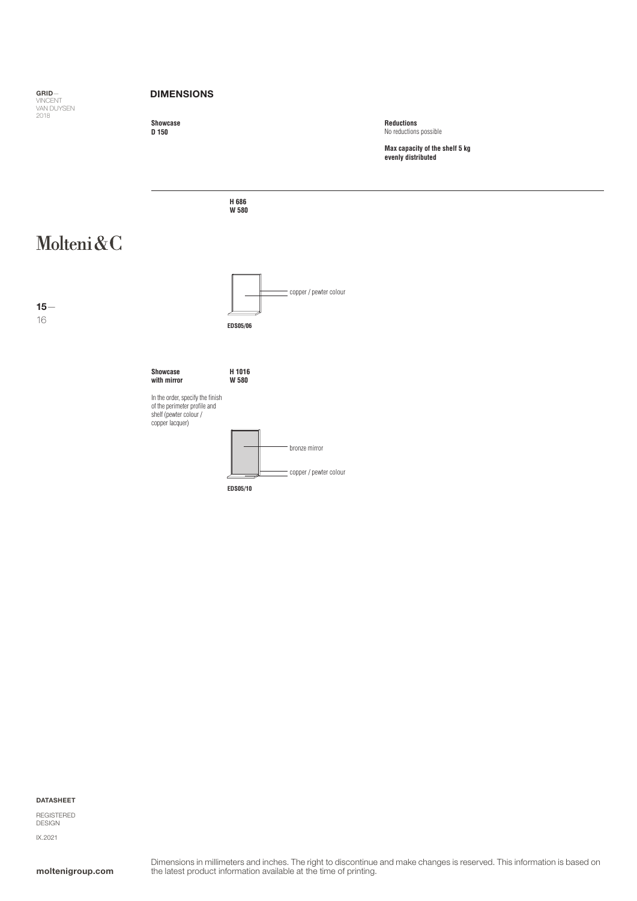## DIMENSIONS

**Showcase**
**D 150**

**Reductions**
No reductions possible

**Max capacity of the shelf 5 kg evenly distributed**

---

**H 686**
**W 580**

copper / pewter colour

**EDS05/06**

**Showcase with mirror**

**H 1016**
**W 580**

In the order, specify the finish of the perimeter profile and shelf (pewter colour / copper lacquer)

bronze mirror

copper / pewter colour

**EDS05/10**

Dimensions in millimeters and inches. The right to discontinue and make changes is reserved. This information is based on the latest product information available at the time of printing.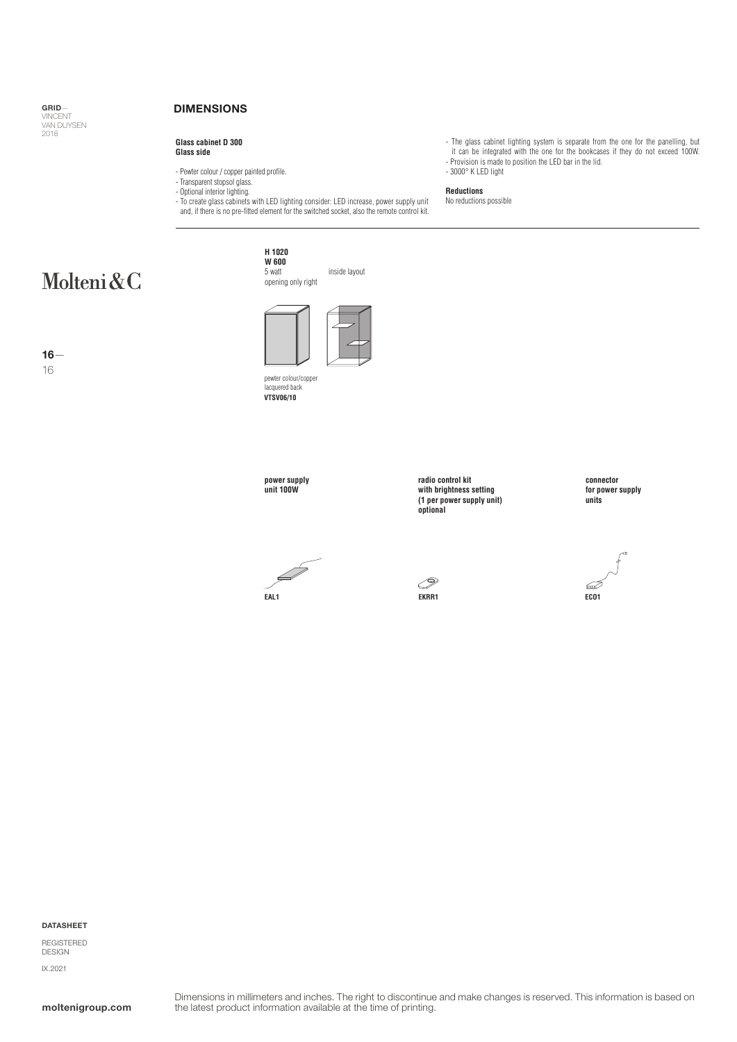GRID—
VINCENT
VAN DUYSEN
2018

Molteni&C

## DIMENSIONS

**Glass cabinet D 300**
**Glass side**

- Pewter colour / copper painted profile.
- Transparent stopsol glass.
- Optional interior lighting.
- To create glass cabinets with LED lighting consider: LED increase, power supply unit and, if there is no pre-fitted element for the switched socket, also the remote control kit.
- The glass cabinet lighting system is separate from the one for the panelling, but it can be integrated with the one for the bookcases if they do not exceed 100W.
- Provision is made to position the LED bar in the lid.
- 3000° K LED light

**Reductions**
No reductions possible

**H 1020**
**W 600**
5 watt
opening only right

inside layout

pewter colour/copper
lacquered back
**VTSV06/10**

**power supply unit 100W**

**EAL1**

**radio control kit with brightness setting (1 per power supply unit) optional**

**EKRR1**

**connector for power supply units**

**ECO1**

**DATASHEET**

REGISTERED DESIGN

IX.2021

**moltenigroup.com**

Dimensions in millimeters and inches. The right to discontinue and make changes is reserved. This information is based on the latest product information available at the time of printing.